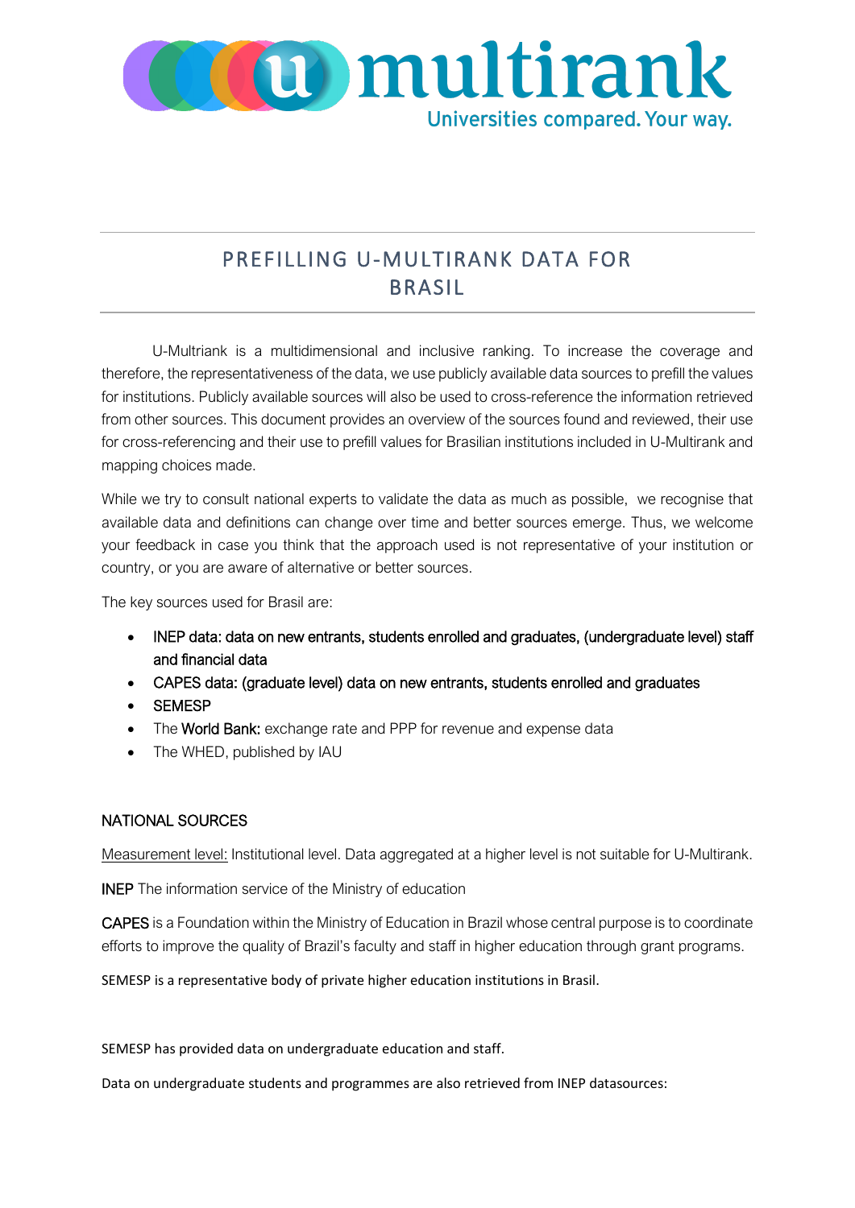# PREFILLING U-MULTIRANK DATA FOR BRASIL

U-Multirank is a multidimensional and inclusive ranking. To increase the coverage and therefore, the representativeness of the data, we use publicly available data sources to prefill the values for institutions. Publicly available sources will also be used to cross-reference the information retrieved from other sources. This document provides an overview of the sources found and reviewed, their use for cross-referencing and their use to prefill values for Brasilian institutions included in U-Multirank and mapping choices made.

While we try to consult national experts to validate the data as much as possible, we recognise that available data and definitions can change over time and better sources emerge. Thus, we welcome your feedback in case you think that the approach used is not representative of your institution or country, or you are aware of alternative or better sources.

The key sources used for Brasil are:

- INEP data: data on new entrants, students enrolled and graduates, (undergraduate level) staff and financial data
- CAPES data: (graduate level) data on new entrants, students enrolled and graduates
- SEMESP
- The World Bank: exchange rate and PPP for revenue and expense data
- The WHED, published by IAU

## NATIONAL SOURCES

Measurement level: Institutional level. Data aggregated at a higher level is not suitable for U-Multirank.

INEP The information service of the Ministry of education

CAPES is a Foundation within the Ministry of Education in Brazil whose central purpose is to coordinate efforts to improve the quality of Brazil's faculty and staff in higher education through grant programs.

SEMESP is a representative body of private higher education institutions in Brasil.

SEMESP has provided data on undergraduate education and staff.

Data on undergraduate students and programmes are also retrieved from INEP datasources: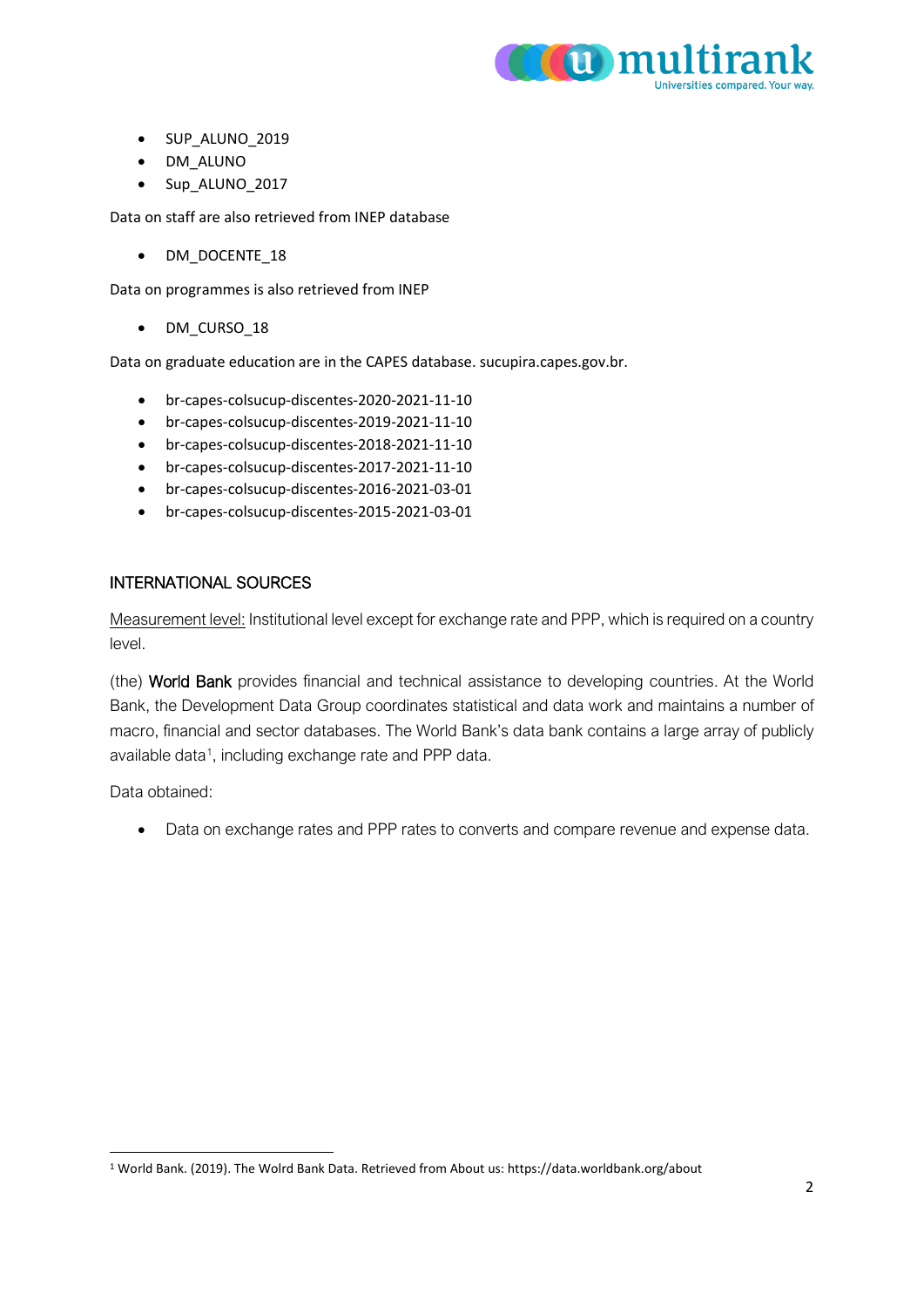- SUP_ALUNO_2019
- DM_ALUNO
- Sup_ALUNO_2017

Data on staff are also retrieved from INEP database

- DM_DOCENTE_18

Data on programmes is also retrieved from INEP

- DM_CURSO_18

Data on graduate education are in the CAPES database. sucupira.capes.gov.br.

- br-capes-colsucup-discentes-2020-2021-11-10
- br-capes-colsucup-discentes-2019-2021-11-10
- br-capes-colsucup-discentes-2018-2021-11-10
- br-capes-colsucup-discentes-2017-2021-11-10
- br-capes-colsucup-discentes-2016-2021-03-01
- br-capes-colsucup-discentes-2015-2021-03-01

## INTERNATIONAL SOURCES

Measurement level: Institutional level except for exchange rate and PPP, which is required on a country level.

(the) World Bank provides financial and technical assistance to developing countries. At the World Bank, the Development Data Group coordinates statistical and data work and maintains a number of macro, financial and sector databases. The World Bank's data bank contains a large array of publicly available data[1], including exchange rate and PPP data.

Data obtained:

- Data on exchange rates and PPP rates to converts and compare revenue and expense data.

[1] World Bank. (2019). The Wolrd Bank Data. Retrieved from About us: https://data.worldbank.org/about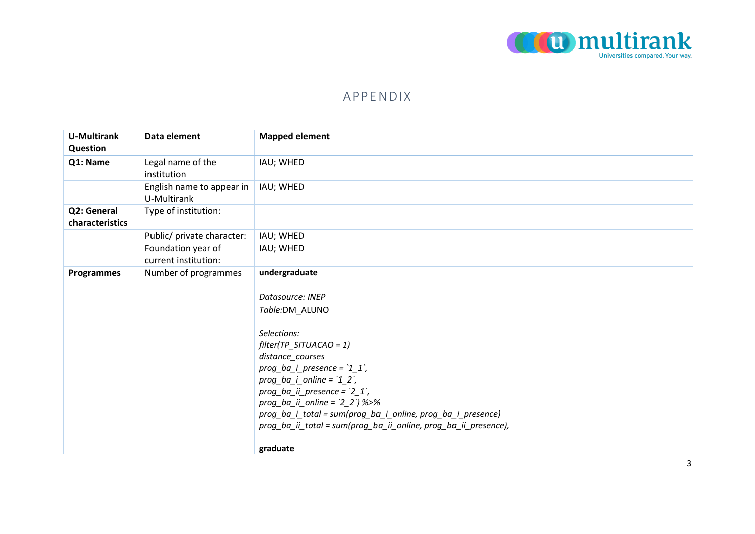## APPENDIX

| U-Multirank Question | Data element | Mapped element |
|---|---|---|
| **Q1: Name** | Legal name of the institution | IAU; WHED |
| | English name to appear in U-Multirank | IAU; WHED |
| **Q2: General characteristics** | Type of institution: | |
| | Public/ private character: | IAU; WHED |
| | Foundation year of current institution: | IAU; WHED |
| **Programmes** | Number of programmes | **undergraduate**<br><br>*Datasource: INEP*<br>*Table:*DM_ALUNO<br><br>*Selections:*<br>*filter(TP_SITUACAO = 1)*<br>*distance_courses*<br>*prog_ba_i_presence = `1_1`,*<br>*prog_ba_i_online = `1_2`,*<br>*prog_ba_ii_presence = `2_1`,*<br>*prog_ba_ii_online = `2_2`) %>%*<br>*prog_ba_i_total = sum(prog_ba_i_online, prog_ba_i_presence)*<br>*prog_ba_ii_total = sum(prog_ba_ii_online, prog_ba_ii_presence),*<br><br>**graduate** |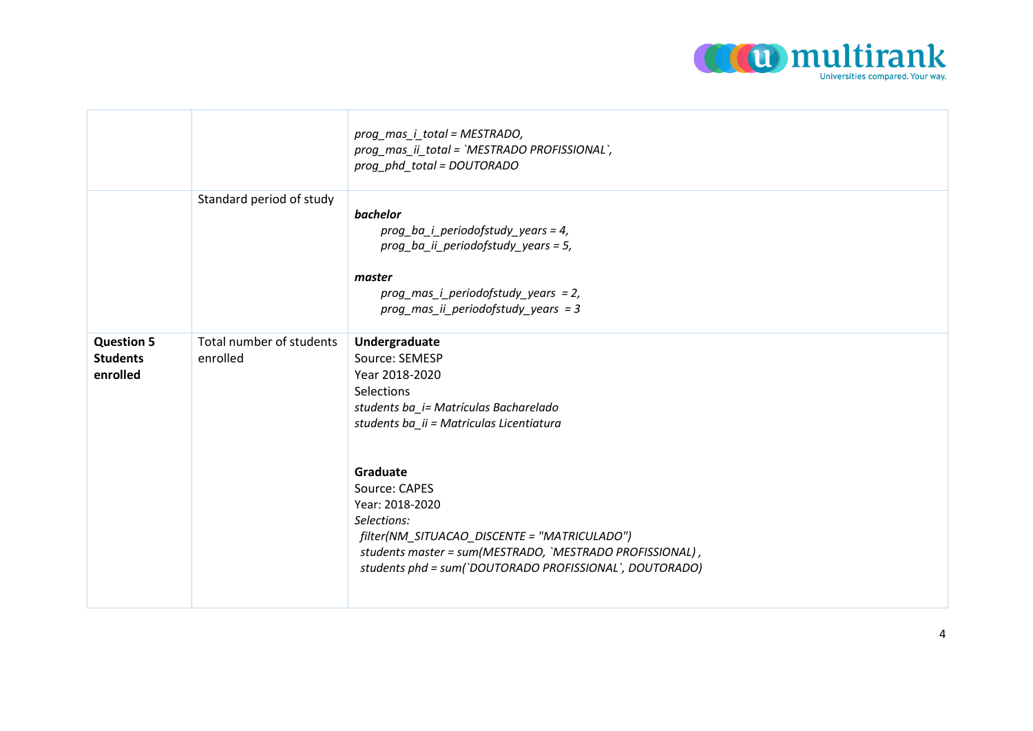| | | |
|---|---|---|
| | | *prog_mas_i_total = MESTRADO,*<br>*prog_mas_ii_total = `MESTRADO PROFISSIONAL`,*<br>*prog_phd_total = DOUTORADO* |
| | Standard period of study | ***bachelor***<br>*prog_ba_i_periodofstudy_years = 4,*<br>*prog_ba_ii_periodofstudy_years = 5,*<br><br>***master***<br>*prog_mas_i_periodofstudy_years = 2,*<br>*prog_mas_ii_periodofstudy_years = 3* |
| **Question 5 Students enrolled** | Total number of students enrolled | **Undergraduate**<br>Source: SEMESP<br>Year 2018-2020<br>Selections<br>*students ba_i= Matrículas Bacharelado*<br>*students ba_ii = Matriculas Licentiatura*<br><br>**Graduate**<br>Source: CAPES<br>Year: 2018-2020<br>*Selections:*<br>*filter(NM_SITUACAO_DISCENTE = "MATRICULADO")*<br>*students master = sum(MESTRADO, `MESTRADO PROFISSIONAL) ,*<br>*students phd = sum(`DOUTORADO PROFISSIONAL`, DOUTORADO)* |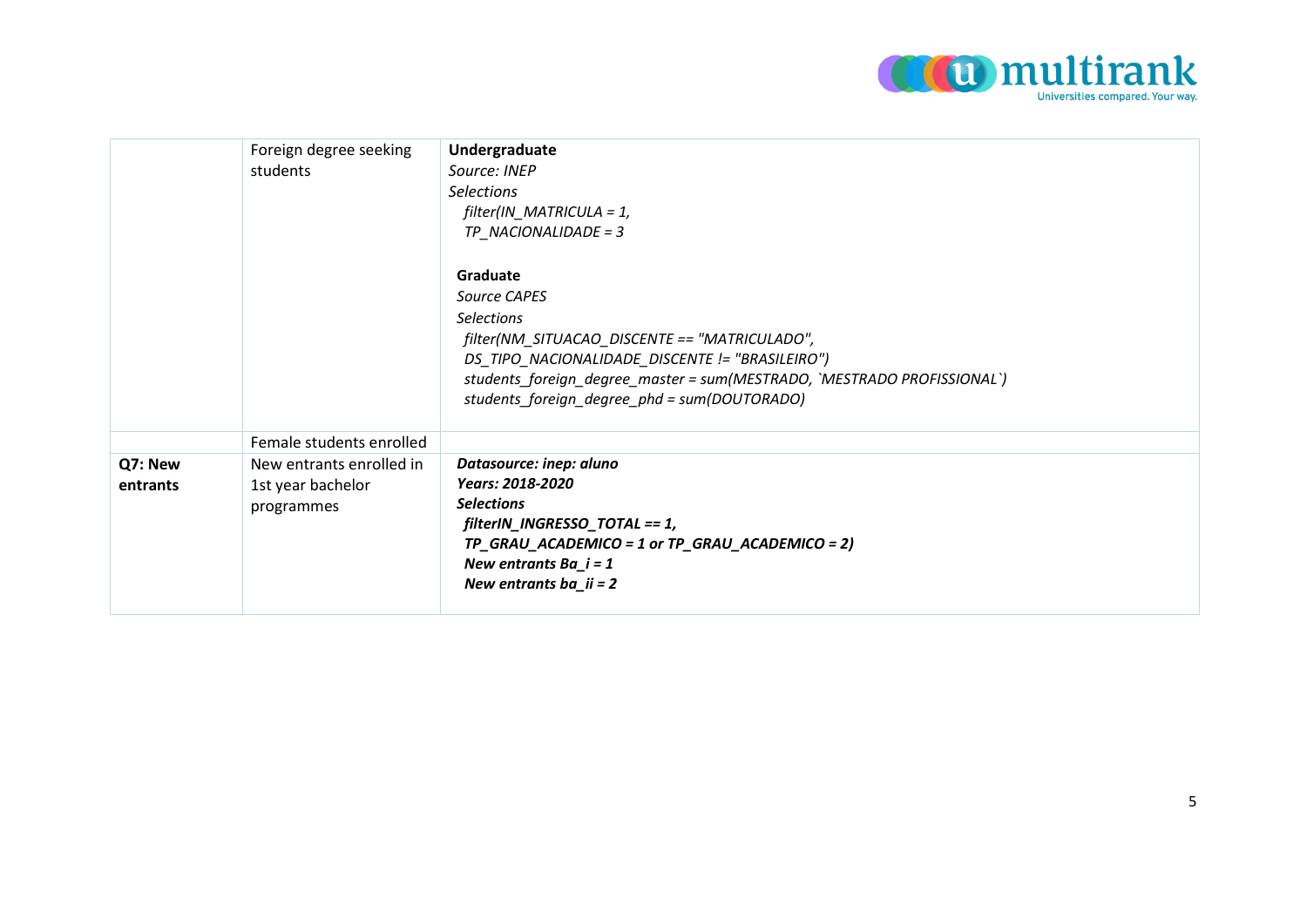| | | |
|---|---|---|
| | Foreign degree seeking students | **Undergraduate**<br>*Source: INEP*<br>*Selections*<br>*filter(IN_MATRICULA = 1,*<br>*TP_NACIONALIDADE = 3*<br><br>**Graduate**<br>*Source CAPES*<br>*Selections*<br>*filter(NM_SITUACAO_DISCENTE == "MATRICULADO",*<br>*DS_TIPO_NACIONALIDADE_DISCENTE != "BRASILEIRO")*<br>*students_foreign_degree_master = sum(MESTRADO, `MESTRADO PROFISSIONAL`)*<br>*students_foreign_degree_phd = sum(DOUTORADO)* |
| | Female students enrolled | |
| **Q7: New entrants** | New entrants enrolled in 1st year bachelor programmes | ***Datasource: inep: aluno***<br>***Years: 2018-2020***<br>***Selections***<br>***filterIN_INGRESSO_TOTAL == 1,***<br>***TP_GRAU_ACADEMICO = 1 or TP_GRAU_ACADEMICO = 2)***<br>***New entrants Ba_i = 1***<br>***New entrants ba_ii = 2*** |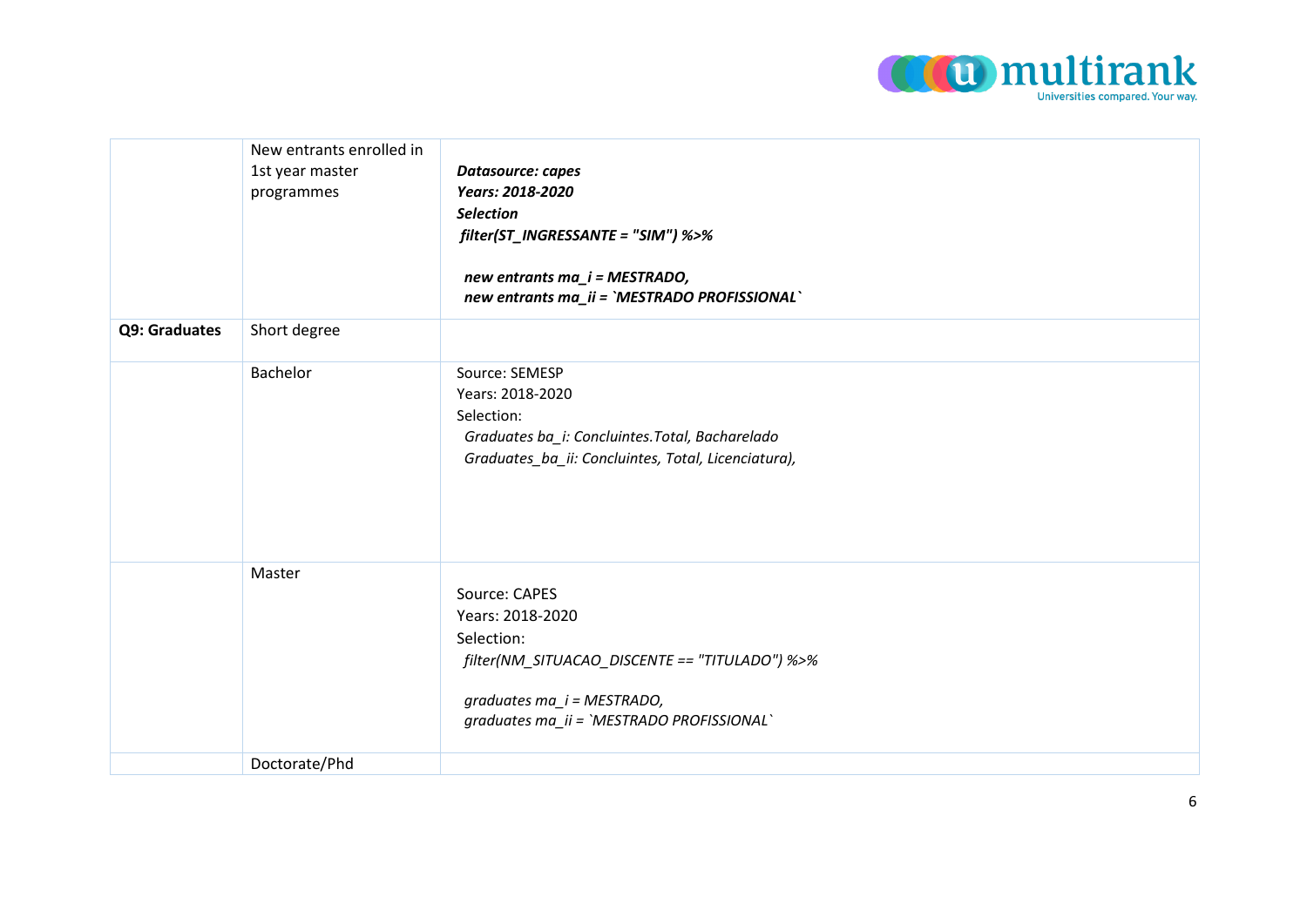| | | |
|---|---|---|
| | New entrants enrolled in 1st year master programmes | ***Datasource: capes***<br>***Years: 2018-2020***<br>***Selection***<br>***filter(ST_INGRESSANTE = "SIM") %>%***<br><br>***new entrants ma_i = MESTRADO,***<br>***new entrants ma_ii = `MESTRADO PROFISSIONAL`*** |
| **Q9: Graduates** | Short degree | |
| | Bachelor | Source: SEMESP<br>Years: 2018-2020<br>Selection:<br>*Graduates ba_i: Concluintes.Total, Bacharelado*<br>*Graduates_ba_ii: Concluintes, Total, Licenciatura),* |
| | Master | Source: CAPES<br>Years: 2018-2020<br>Selection:<br>*filter(NM_SITUACAO_DISCENTE == "TITULADO") %>%*<br><br>*graduates ma_i = MESTRADO,*<br>*graduates ma_ii = `MESTRADO PROFISSIONAL`* |
| | Doctorate/Phd | |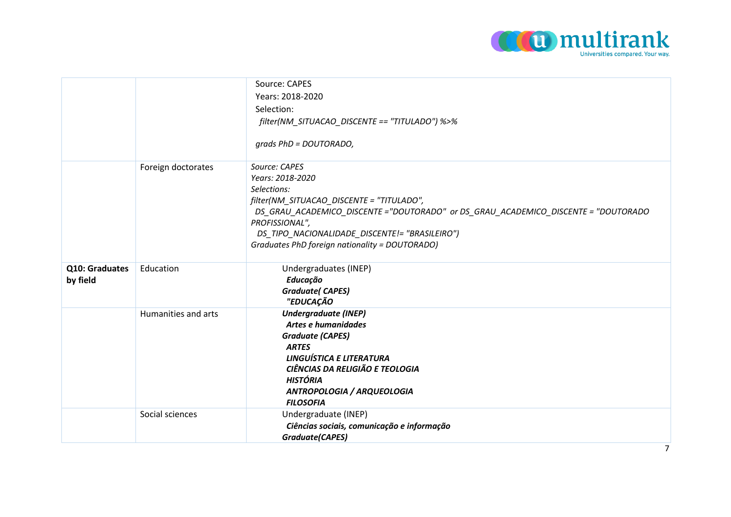| | | |
|---|---|---|
| | | Source: CAPES<br>Years: 2018-2020<br>Selection:<br>*filter(NM_SITUACAO_DISCENTE == "TITULADO") %>%*<br><br>*grads PhD = DOUTORADO,* |
| | Foreign doctorates | *Source: CAPES*<br>*Years: 2018-2020*<br>*Selections:*<br>*filter(NM_SITUACAO_DISCENTE = "TITULADO",*<br>*DS_GRAU_ACADEMICO_DISCENTE ="DOUTORADO" or DS_GRAU_ACADEMICO_DISCENTE = "DOUTORADO PROFISSIONAL",*<br>*DS_TIPO_NACIONALIDADE_DISCENTE!= "BRASILEIRO")*<br>*Graduates PhD foreign nationality = DOUTORADO)* |
| **Q10: Graduates by field** | Education | Undergraduates (INEP)<br>***Educação***<br>***Graduate( CAPES)***<br>***"EDUCAÇÃO*** |
| | Humanities and arts | ***Undergraduate (INEP)***<br>***Artes e humanidades***<br>***Graduate (CAPES)***<br>***ARTES***<br>***LINGUÍSTICA E LITERATURA***<br>***CIÊNCIAS DA RELIGIÃO E TEOLOGIA***<br>***HISTÓRIA***<br>***ANTROPOLOGIA / ARQUEOLOGIA***<br>***FILOSOFIA*** |
| | Social sciences | Undergraduate (INEP)<br>***Ciências sociais, comunicação e informação***<br>***Graduate(CAPES)*** |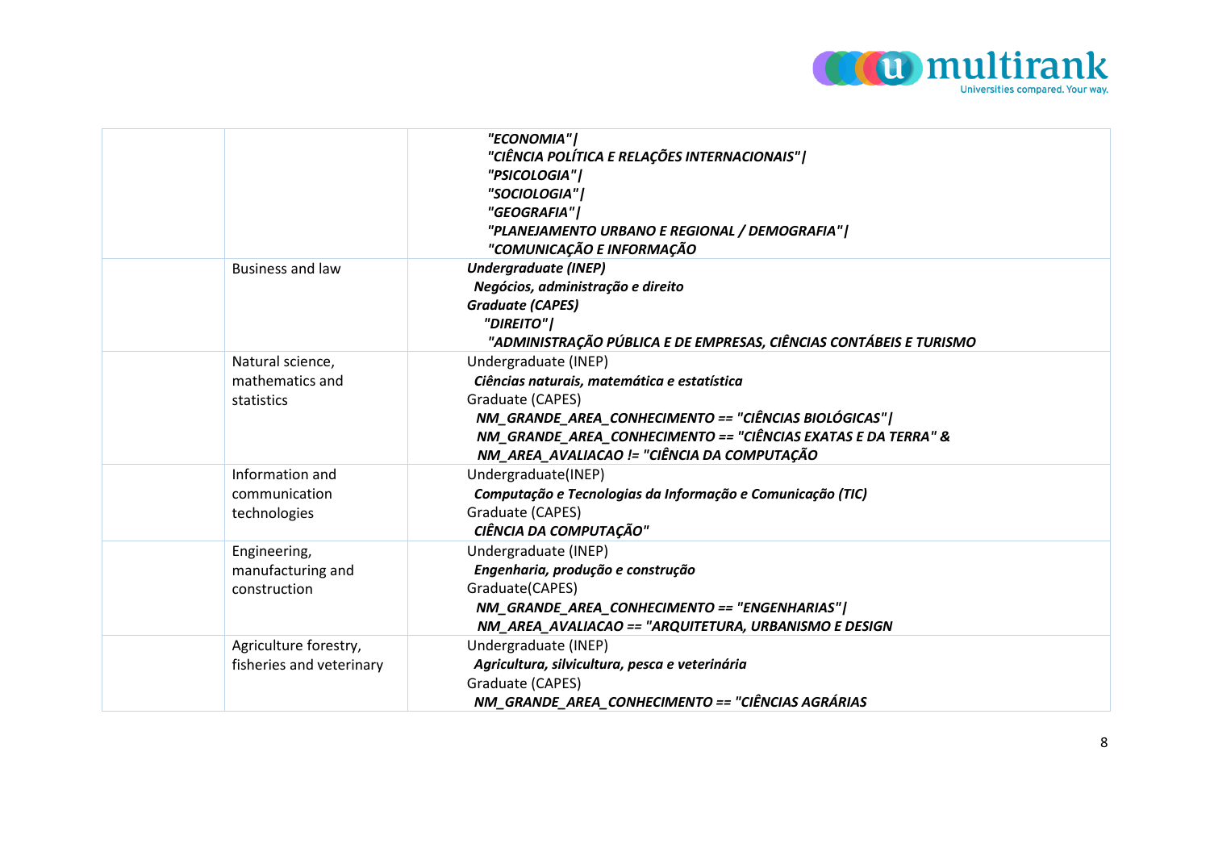| | | |
|---|---|---|
| | | ***"ECONOMIA"\|*** <br> ***"CIÊNCIA POLÍTICA E RELAÇÕES INTERNACIONAIS"\|*** <br> ***"PSICOLOGIA"\|*** <br> ***"SOCIOLOGIA"\|*** <br> ***"GEOGRAFIA"\|*** <br> ***"PLANEJAMENTO URBANO E REGIONAL / DEMOGRAFIA"\|*** <br> ***"COMUNICAÇÃO E INFORMAÇÃO*** |
| | Business and law | ***Undergraduate (INEP)*** <br> ***Negócios, administração e direito*** <br> ***Graduate (CAPES)*** <br> ***"DIREITO"\|*** <br> ***"ADMINISTRAÇÃO PÚBLICA E DE EMPRESAS, CIÊNCIAS CONTÁBEIS E TURISMO*** |
| | Natural science, mathematics and statistics | Undergraduate (INEP) <br> ***Ciências naturais, matemática e estatística*** <br> Graduate (CAPES) <br> ***NM_GRANDE_AREA_CONHECIMENTO == "CIÊNCIAS BIOLÓGICAS"\|*** <br> ***NM_GRANDE_AREA_CONHECIMENTO == "CIÊNCIAS EXATAS E DA TERRA" &*** <br> ***NM_AREA_AVALIACAO != "CIÊNCIA DA COMPUTAÇÃO*** |
| | Information and communication technologies | Undergraduate(INEP) <br> ***Computação e Tecnologias da Informação e Comunicação (TIC)*** <br> Graduate (CAPES) <br> ***CIÊNCIA DA COMPUTAÇÃO"*** |
| | Engineering, manufacturing and construction | Undergraduate (INEP) <br> ***Engenharia, produção e construção*** <br> Graduate(CAPES) <br> ***NM_GRANDE_AREA_CONHECIMENTO == "ENGENHARIAS"\|*** <br> ***NM_AREA_AVALIACAO == "ARQUITETURA, URBANISMO E DESIGN*** |
| | Agriculture forestry, fisheries and veterinary | Undergraduate (INEP) <br> ***Agricultura, silvicultura, pesca e veterinária*** <br> Graduate (CAPES) <br> ***NM_GRANDE_AREA_CONHECIMENTO == "CIÊNCIAS AGRÁRIAS*** |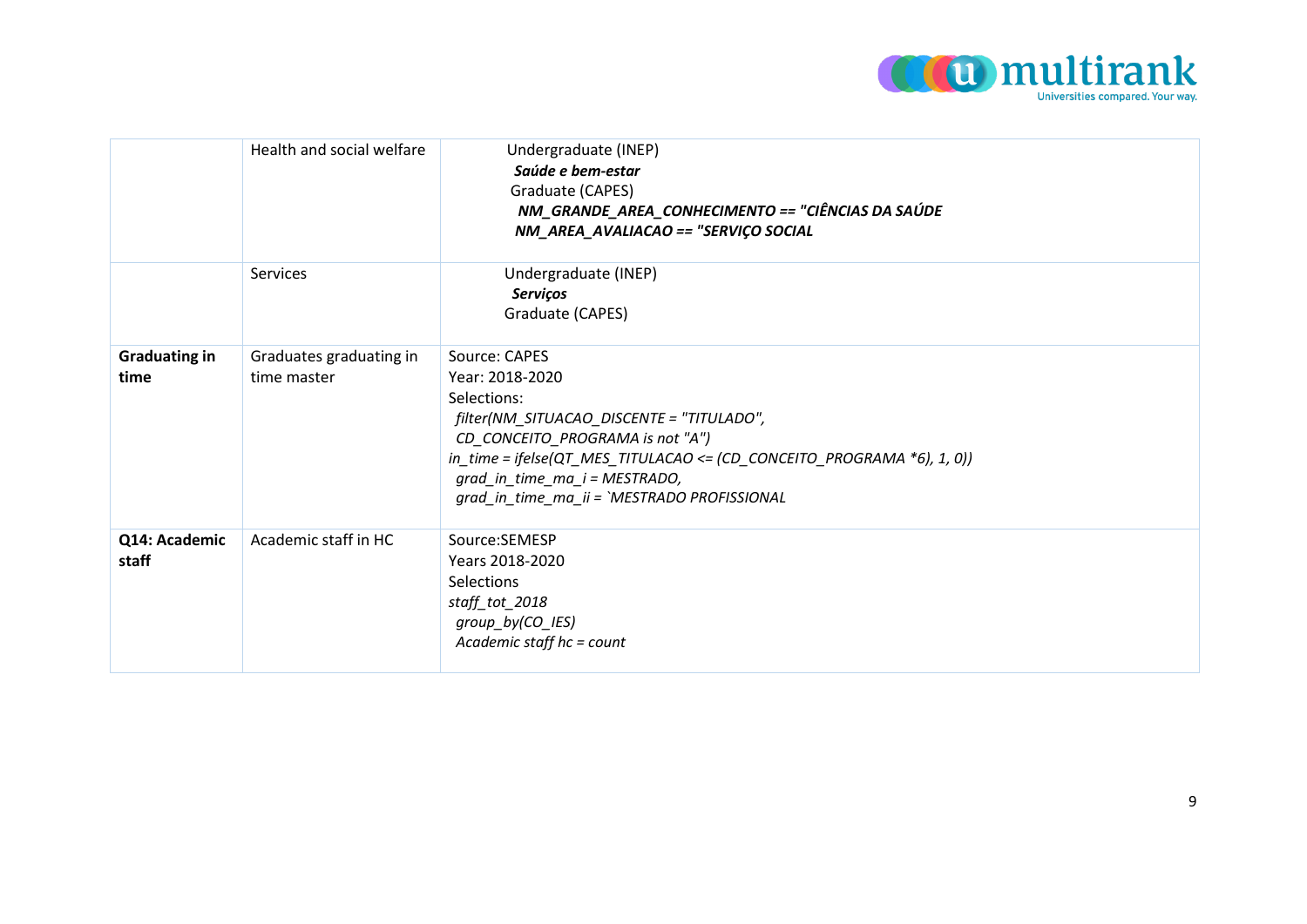| | | |
|---|---|---|
| | Health and social welfare | Undergraduate (INEP)<br>***Saúde e bem-estar***<br>Graduate (CAPES)<br>***NM_GRANDE_AREA_CONHECIMENTO == "CIÊNCIAS DA SAÚDE***<br>***NM_AREA_AVALIACAO == "SERVIÇO SOCIAL*** |
| | Services | Undergraduate (INEP)<br>***Serviços***<br>Graduate (CAPES) |
| **Graduating in time** | Graduates graduating in time master | Source: CAPES<br>Year: 2018-2020<br>Selections:<br>*filter(NM_SITUACAO_DISCENTE = "TITULADO",*<br>*CD_CONCEITO_PROGRAMA is not "A")*<br>*in_time = ifelse(QT_MES_TITULACAO <= (CD_CONCEITO_PROGRAMA *6), 1, 0))*<br>*grad_in_time_ma_i = MESTRADO,*<br>*grad_in_time_ma_ii = `MESTRADO PROFISSIONAL* |
| **Q14: Academic staff** | Academic staff in HC | Source:SEMESP<br>Years 2018-2020<br>Selections<br>*staff_tot_2018*<br>*group_by(CO_IES)*<br>*Academic staff hc = count* |